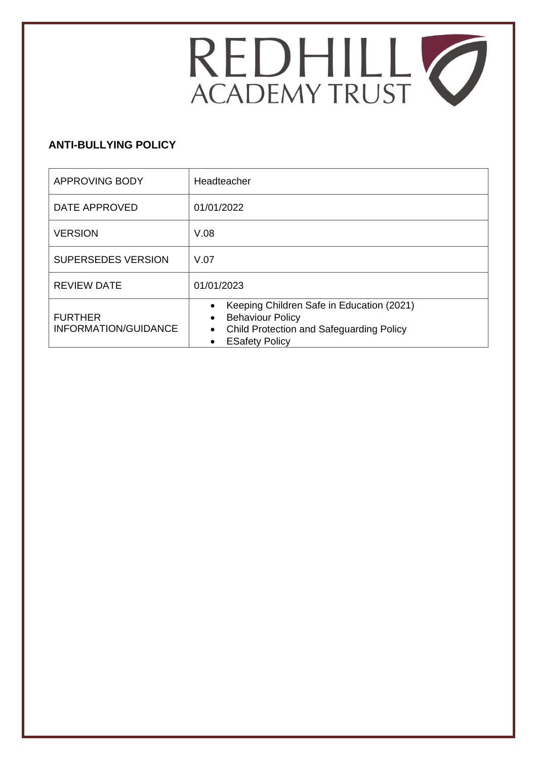REDHILL ACADEMY TRUST

**ANTI-BULLYING POLICY**

| APPROVING BODY | Headteacher |
|---|---|
| DATE APPROVED | 01/01/2022 |
| VERSION | V.08 |
| SUPERSEDES VERSION | V.07 |
| REVIEW DATE | 01/01/2023 |
| FURTHER INFORMATION/GUIDANCE | • Keeping Children Safe in Education (2021)<br>• Behaviour Policy<br>• Child Protection and Safeguarding Policy<br>• ESafety Policy |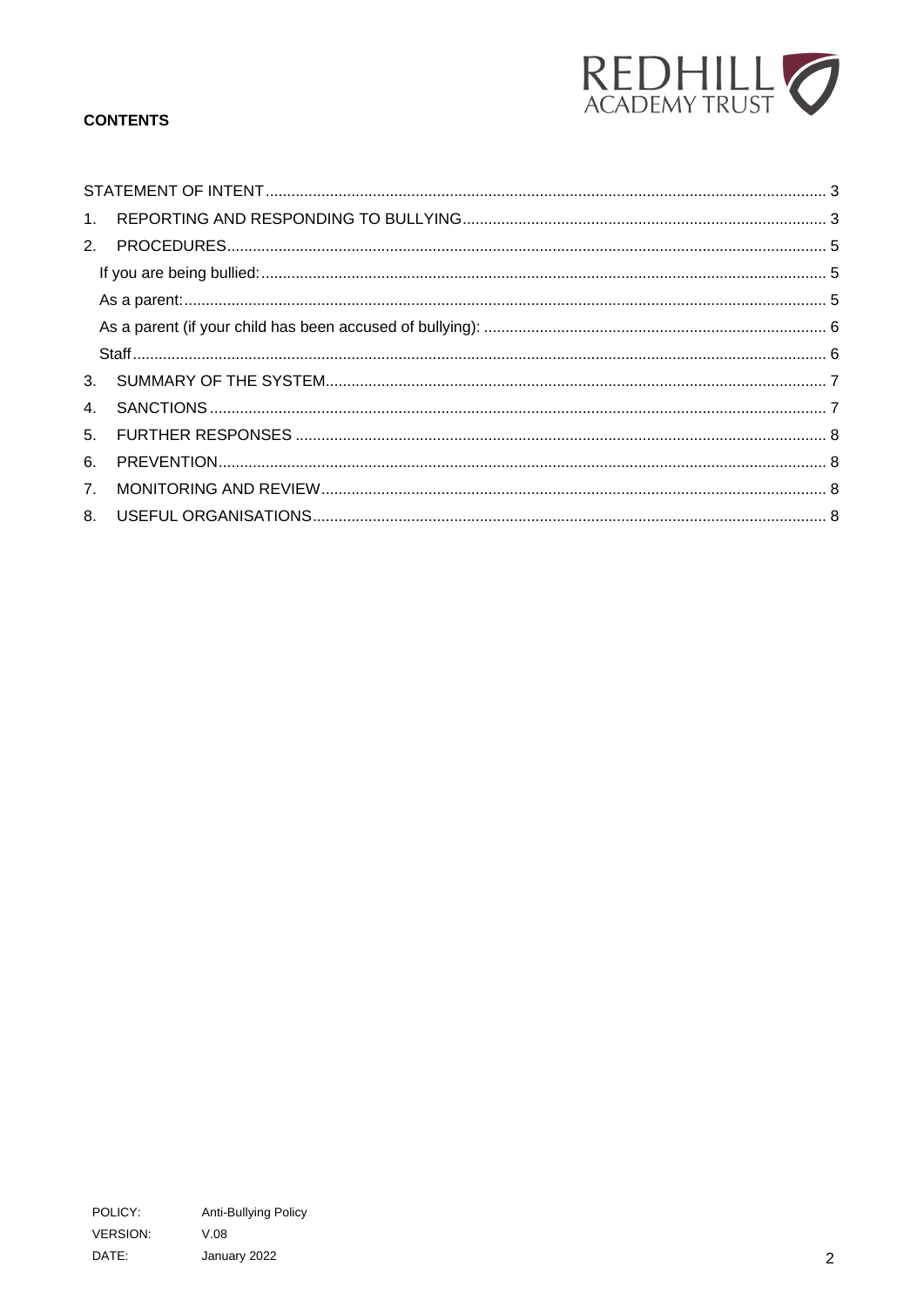**CONTENTS**

| | |
|---|---|
| STATEMENT OF INTENT | 3 |
| 1. REPORTING AND RESPONDING TO BULLYING | 3 |
| 2. PROCEDURES | 5 |
| If you are being bullied: | 5 |
| As a parent: | 5 |
| As a parent (if your child has been accused of bullying): | 6 |
| Staff | 6 |
| 3. SUMMARY OF THE SYSTEM | 7 |
| 4. SANCTIONS | 7 |
| 5. FURTHER RESPONSES | 8 |
| 6. PREVENTION | 8 |
| 7. MONITORING AND REVIEW | 8 |
| 8. USEFUL ORGANISATIONS | 8 |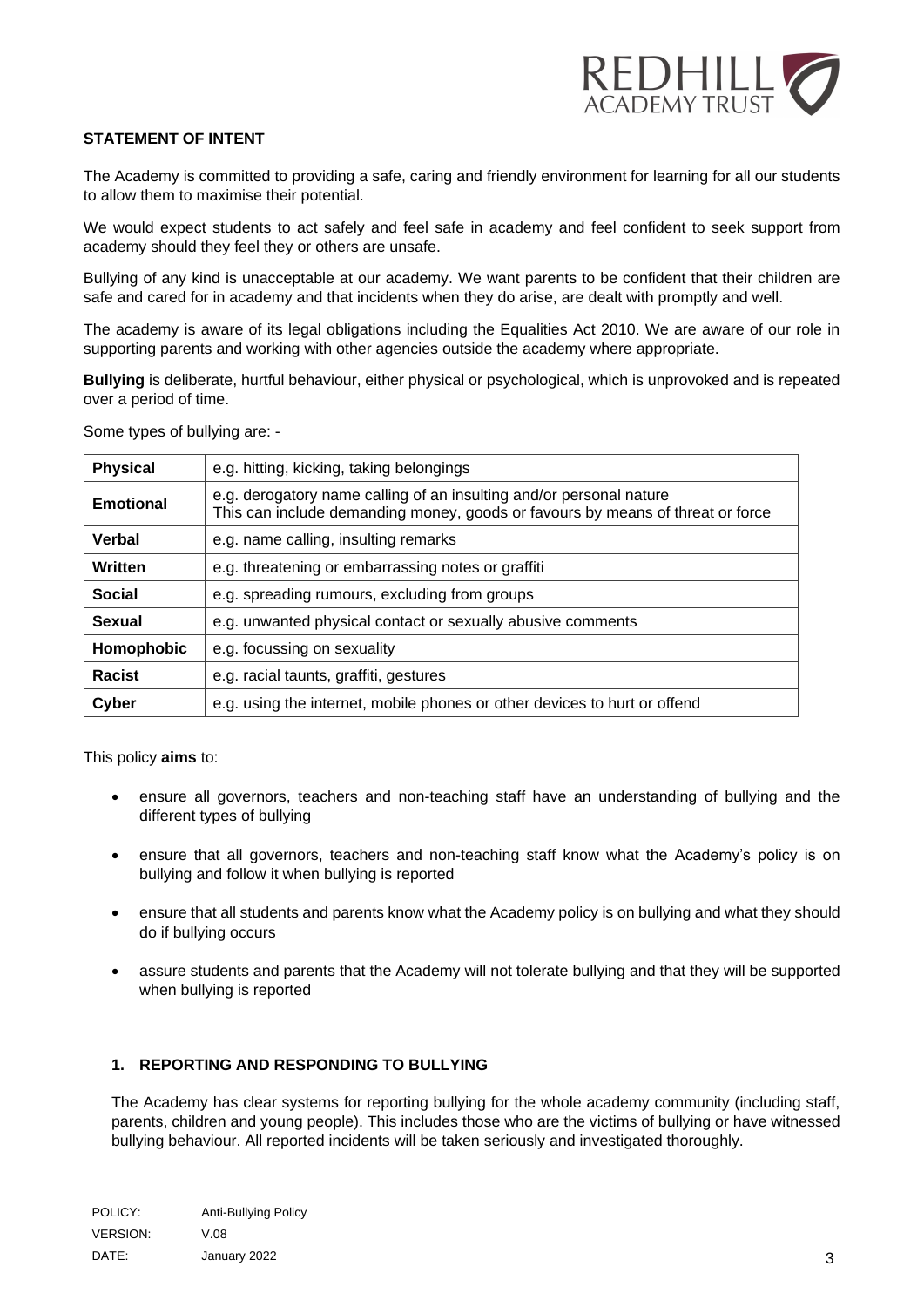**STATEMENT OF INTENT**

The Academy is committed to providing a safe, caring and friendly environment for learning for all our students to allow them to maximise their potential.

We would expect students to act safely and feel safe in academy and feel confident to seek support from academy should they feel they or others are unsafe.

Bullying of any kind is unacceptable at our academy. We want parents to be confident that their children are safe and cared for in academy and that incidents when they do arise, are dealt with promptly and well.

The academy is aware of its legal obligations including the Equalities Act 2010. We are aware of our role in supporting parents and working with other agencies outside the academy where appropriate.

**Bullying** is deliberate, hurtful behaviour, either physical or psychological, which is unprovoked and is repeated over a period of time.

Some types of bullying are: -

| | |
|---|---|
| **Physical** | e.g. hitting, kicking, taking belongings |
| **Emotional** | e.g. derogatory name calling of an insulting and/or personal nature<br>This can include demanding money, goods or favours by means of threat or force |
| **Verbal** | e.g. name calling, insulting remarks |
| **Written** | e.g. threatening or embarrassing notes or graffiti |
| **Social** | e.g. spreading rumours, excluding from groups |
| **Sexual** | e.g. unwanted physical contact or sexually abusive comments |
| **Homophobic** | e.g. focussing on sexuality |
| **Racist** | e.g. racial taunts, graffiti, gestures |
| **Cyber** | e.g. using the internet, mobile phones or other devices to hurt or offend |

This policy **aims** to:

- ensure all governors, teachers and non-teaching staff have an understanding of bullying and the different types of bullying
- ensure that all governors, teachers and non-teaching staff know what the Academy's policy is on bullying and follow it when bullying is reported
- ensure that all students and parents know what the Academy policy is on bullying and what they should do if bullying occurs
- assure students and parents that the Academy will not tolerate bullying and that they will be supported when bullying is reported

## 1. REPORTING AND RESPONDING TO BULLYING

The Academy has clear systems for reporting bullying for the whole academy community (including staff, parents, children and young people). This includes those who are the victims of bullying or have witnessed bullying behaviour. All reported incidents will be taken seriously and investigated thoroughly.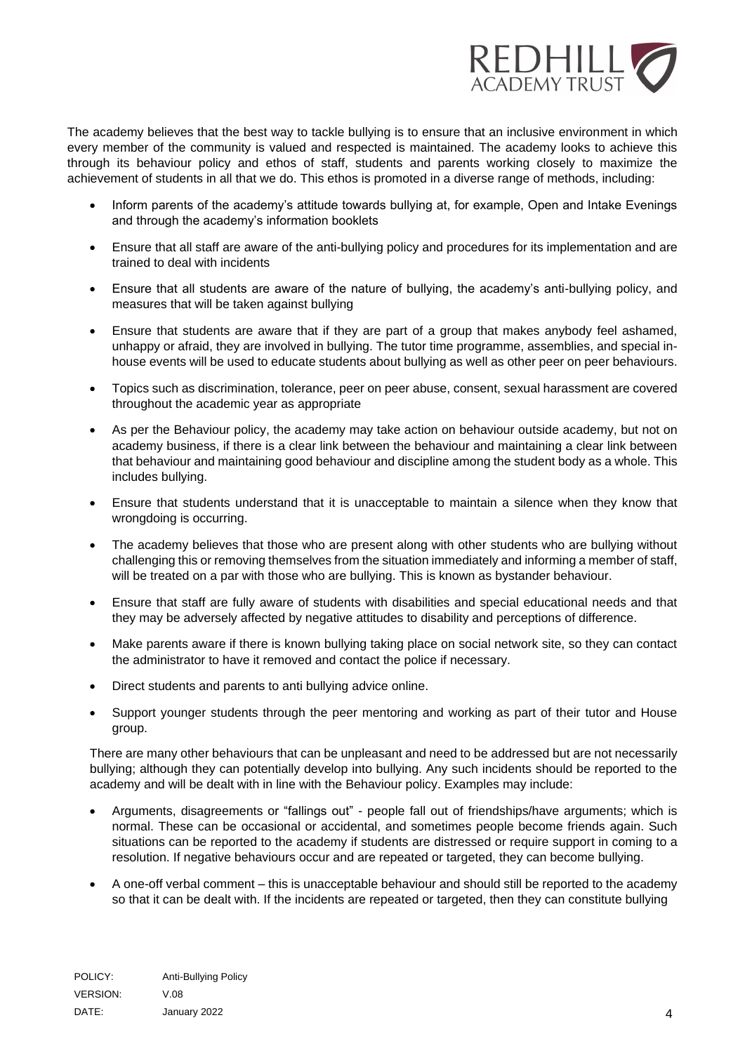The academy believes that the best way to tackle bullying is to ensure that an inclusive environment in which every member of the community is valued and respected is maintained. The academy looks to achieve this through its behaviour policy and ethos of staff, students and parents working closely to maximize the achievement of students in all that we do. This ethos is promoted in a diverse range of methods, including:

- Inform parents of the academy's attitude towards bullying at, for example, Open and Intake Evenings and through the academy's information booklets
- Ensure that all staff are aware of the anti-bullying policy and procedures for its implementation and are trained to deal with incidents
- Ensure that all students are aware of the nature of bullying, the academy's anti-bullying policy, and measures that will be taken against bullying
- Ensure that students are aware that if they are part of a group that makes anybody feel ashamed, unhappy or afraid, they are involved in bullying. The tutor time programme, assemblies, and special in-house events will be used to educate students about bullying as well as other peer on peer behaviours.
- Topics such as discrimination, tolerance, peer on peer abuse, consent, sexual harassment are covered throughout the academic year as appropriate
- As per the Behaviour policy, the academy may take action on behaviour outside academy, but not on academy business, if there is a clear link between the behaviour and maintaining a clear link between that behaviour and maintaining good behaviour and discipline among the student body as a whole. This includes bullying.
- Ensure that students understand that it is unacceptable to maintain a silence when they know that wrongdoing is occurring.
- The academy believes that those who are present along with other students who are bullying without challenging this or removing themselves from the situation immediately and informing a member of staff, will be treated on a par with those who are bullying. This is known as bystander behaviour.
- Ensure that staff are fully aware of students with disabilities and special educational needs and that they may be adversely affected by negative attitudes to disability and perceptions of difference.
- Make parents aware if there is known bullying taking place on social network site, so they can contact the administrator to have it removed and contact the police if necessary.
- Direct students and parents to anti bullying advice online.
- Support younger students through the peer mentoring and working as part of their tutor and House group.

There are many other behaviours that can be unpleasant and need to be addressed but are not necessarily bullying; although they can potentially develop into bullying. Any such incidents should be reported to the academy and will be dealt with in line with the Behaviour policy. Examples may include:

- Arguments, disagreements or "fallings out" - people fall out of friendships/have arguments; which is normal. These can be occasional or accidental, and sometimes people become friends again. Such situations can be reported to the academy if students are distressed or require support in coming to a resolution. If negative behaviours occur and are repeated or targeted, they can become bullying.
- A one-off verbal comment – this is unacceptable behaviour and should still be reported to the academy so that it can be dealt with. If the incidents are repeated or targeted, then they can constitute bullying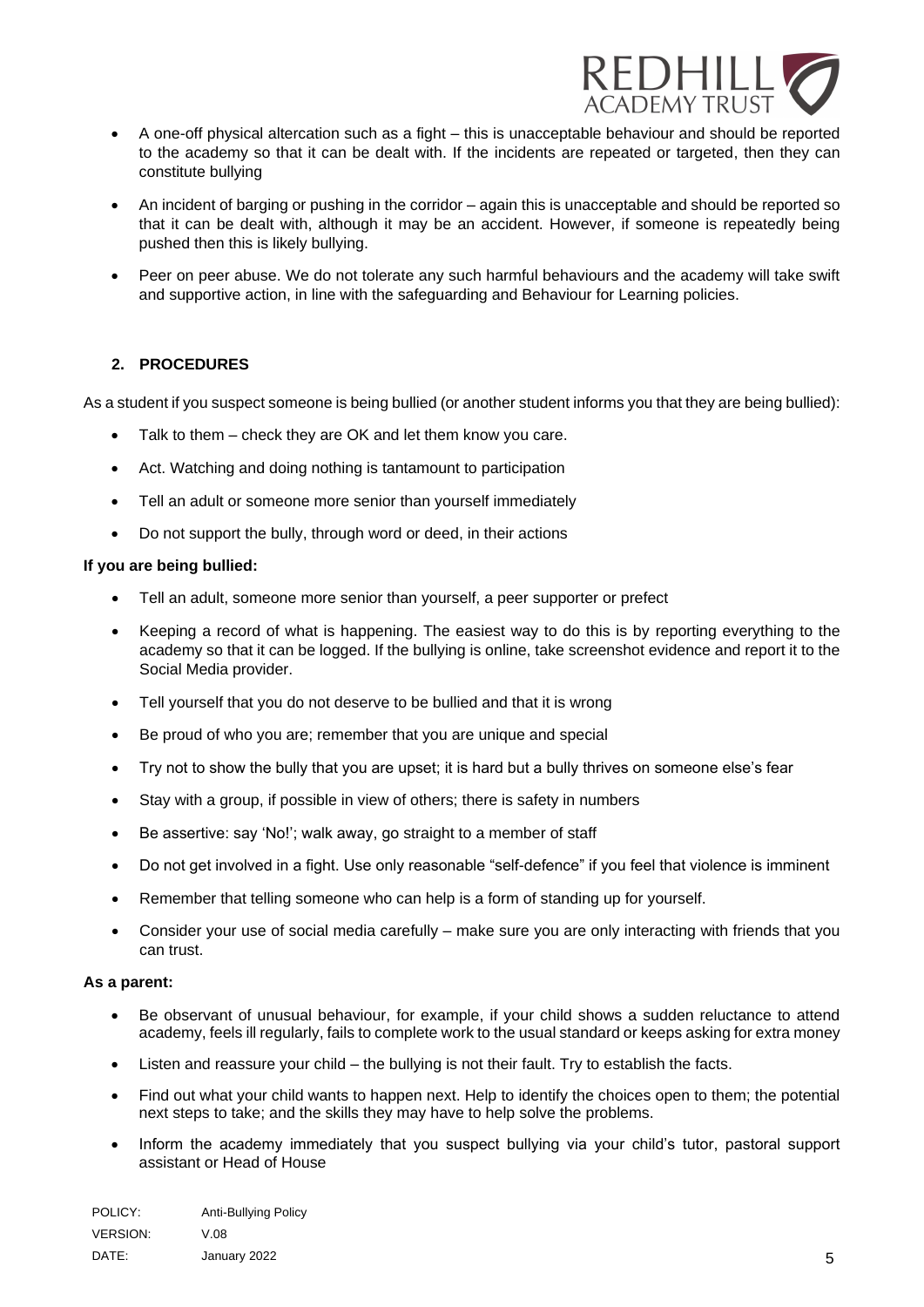- A one-off physical altercation such as a fight – this is unacceptable behaviour and should be reported to the academy so that it can be dealt with. If the incidents are repeated or targeted, then they can constitute bullying
- An incident of barging or pushing in the corridor – again this is unacceptable and should be reported so that it can be dealt with, although it may be an accident. However, if someone is repeatedly being pushed then this is likely bullying.
- Peer on peer abuse. We do not tolerate any such harmful behaviours and the academy will take swift and supportive action, in line with the safeguarding and Behaviour for Learning policies.

## 2. PROCEDURES

As a student if you suspect someone is being bullied (or another student informs you that they are being bullied):

- Talk to them – check they are OK and let them know you care.
- Act. Watching and doing nothing is tantamount to participation
- Tell an adult or someone more senior than yourself immediately
- Do not support the bully, through word or deed, in their actions

**If you are being bullied:**

- Tell an adult, someone more senior than yourself, a peer supporter or prefect
- Keeping a record of what is happening. The easiest way to do this is by reporting everything to the academy so that it can be logged. If the bullying is online, take screenshot evidence and report it to the Social Media provider.
- Tell yourself that you do not deserve to be bullied and that it is wrong
- Be proud of who you are; remember that you are unique and special
- Try not to show the bully that you are upset; it is hard but a bully thrives on someone else's fear
- Stay with a group, if possible in view of others; there is safety in numbers
- Be assertive: say 'No!'; walk away, go straight to a member of staff
- Do not get involved in a fight. Use only reasonable "self-defence" if you feel that violence is imminent
- Remember that telling someone who can help is a form of standing up for yourself.
- Consider your use of social media carefully – make sure you are only interacting with friends that you can trust.

**As a parent:**

- Be observant of unusual behaviour, for example, if your child shows a sudden reluctance to attend academy, feels ill regularly, fails to complete work to the usual standard or keeps asking for extra money
- Listen and reassure your child – the bullying is not their fault. Try to establish the facts.
- Find out what your child wants to happen next. Help to identify the choices open to them; the potential next steps to take; and the skills they may have to help solve the problems.
- Inform the academy immediately that you suspect bullying via your child's tutor, pastoral support assistant or Head of House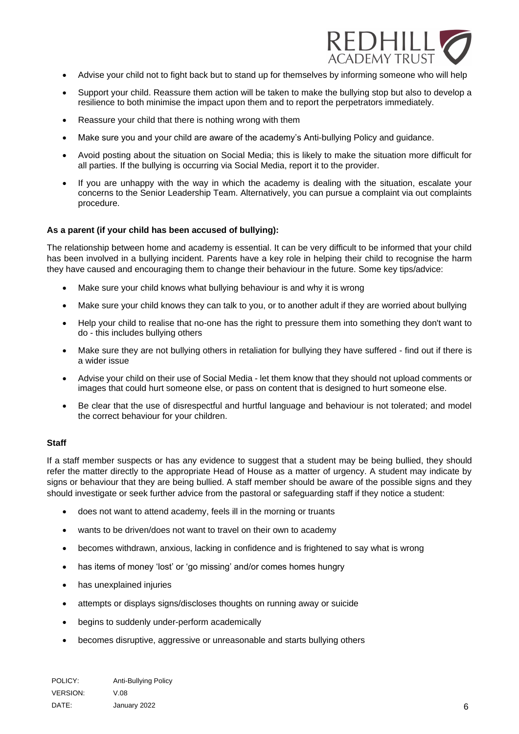- Advise your child not to fight back but to stand up for themselves by informing someone who will help
- Support your child. Reassure them action will be taken to make the bullying stop but also to develop a resilience to both minimise the impact upon them and to report the perpetrators immediately.
- Reassure your child that there is nothing wrong with them
- Make sure you and your child are aware of the academy's Anti-bullying Policy and guidance.
- Avoid posting about the situation on Social Media; this is likely to make the situation more difficult for all parties. If the bullying is occurring via Social Media, report it to the provider.
- If you are unhappy with the way in which the academy is dealing with the situation, escalate your concerns to the Senior Leadership Team. Alternatively, you can pursue a complaint via out complaints procedure.

**As a parent (if your child has been accused of bullying):**

The relationship between home and academy is essential. It can be very difficult to be informed that your child has been involved in a bullying incident. Parents have a key role in helping their child to recognise the harm they have caused and encouraging them to change their behaviour in the future. Some key tips/advice:

- Make sure your child knows what bullying behaviour is and why it is wrong
- Make sure your child knows they can talk to you, or to another adult if they are worried about bullying
- Help your child to realise that no-one has the right to pressure them into something they don't want to do - this includes bullying others
- Make sure they are not bullying others in retaliation for bullying they have suffered - find out if there is a wider issue
- Advise your child on their use of Social Media - let them know that they should not upload comments or images that could hurt someone else, or pass on content that is designed to hurt someone else.
- Be clear that the use of disrespectful and hurtful language and behaviour is not tolerated; and model the correct behaviour for your children.

**Staff**

If a staff member suspects or has any evidence to suggest that a student may be being bullied, they should refer the matter directly to the appropriate Head of House as a matter of urgency. A student may indicate by signs or behaviour that they are being bullied. A staff member should be aware of the possible signs and they should investigate or seek further advice from the pastoral or safeguarding staff if they notice a student:

- does not want to attend academy, feels ill in the morning or truants
- wants to be driven/does not want to travel on their own to academy
- becomes withdrawn, anxious, lacking in confidence and is frightened to say what is wrong
- has items of money 'lost' or 'go missing' and/or comes homes hungry
- has unexplained injuries
- attempts or displays signs/discloses thoughts on running away or suicide
- begins to suddenly under-perform academically
- becomes disruptive, aggressive or unreasonable and starts bullying others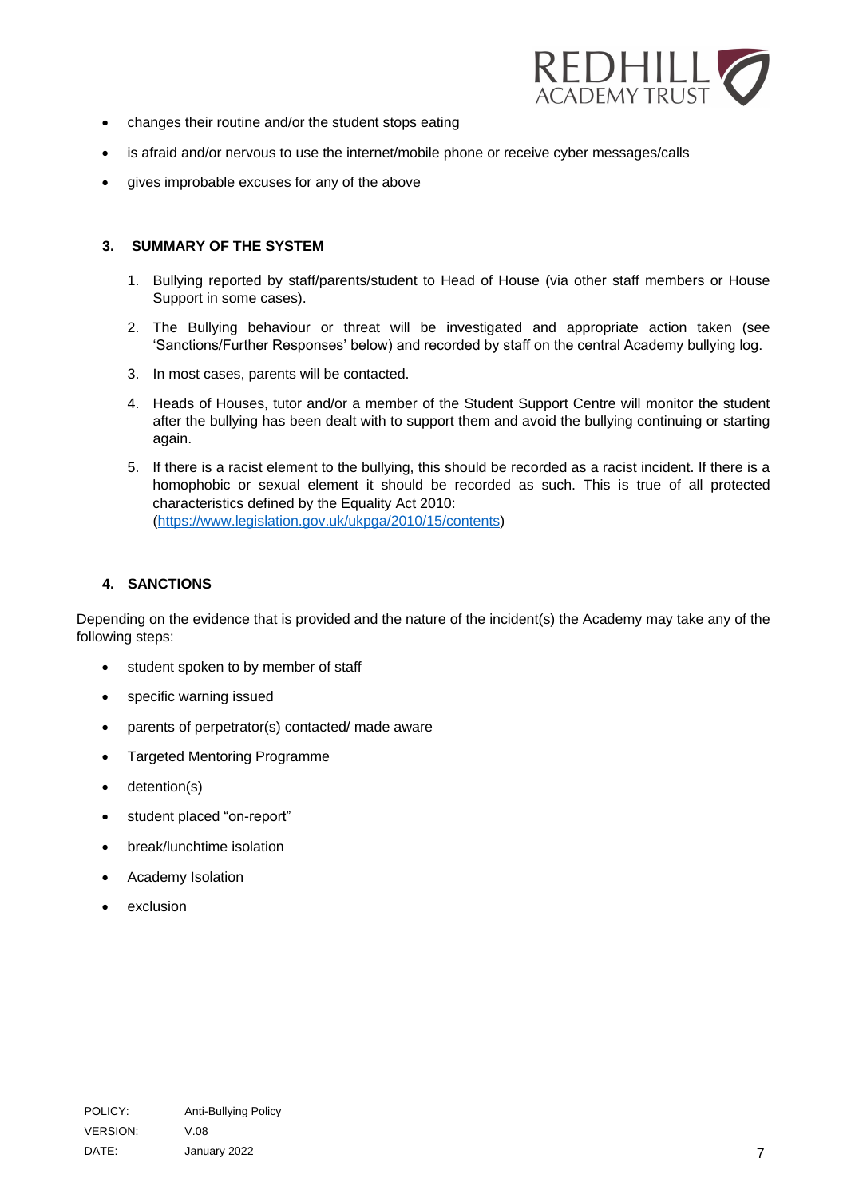- changes their routine and/or the student stops eating
- is afraid and/or nervous to use the internet/mobile phone or receive cyber messages/calls
- gives improbable excuses for any of the above

### 3. SUMMARY OF THE SYSTEM

1. Bullying reported by staff/parents/student to Head of House (via other staff members or House Support in some cases).
2. The Bullying behaviour or threat will be investigated and appropriate action taken (see 'Sanctions/Further Responses' below) and recorded by staff on the central Academy bullying log.
3. In most cases, parents will be contacted.
4. Heads of Houses, tutor and/or a member of the Student Support Centre will monitor the student after the bullying has been dealt with to support them and avoid the bullying continuing or starting again.
5. If there is a racist element to the bullying, this should be recorded as a racist incident. If there is a homophobic or sexual element it should be recorded as such. This is true of all protected characteristics defined by the Equality Act 2010: (https://www.legislation.gov.uk/ukpga/2010/15/contents)

### 4. SANCTIONS

Depending on the evidence that is provided and the nature of the incident(s) the Academy may take any of the following steps:

- student spoken to by member of staff
- specific warning issued
- parents of perpetrator(s) contacted/ made aware
- Targeted Mentoring Programme
- detention(s)
- student placed "on-report"
- break/lunchtime isolation
- Academy Isolation
- exclusion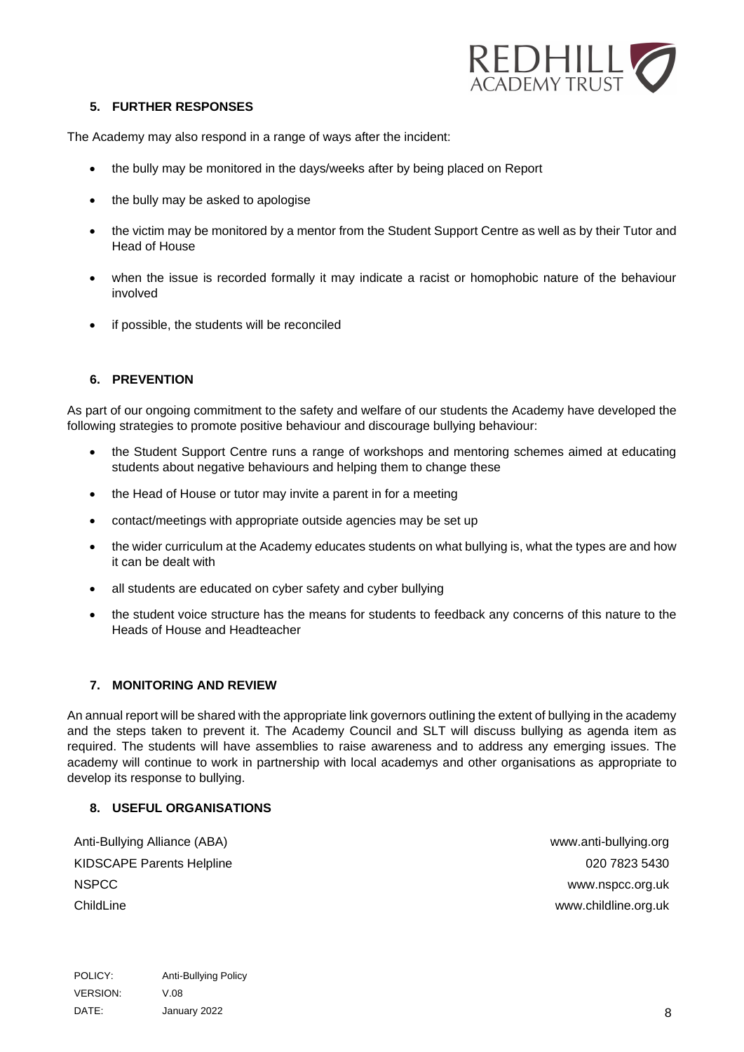## 5. FURTHER RESPONSES

The Academy may also respond in a range of ways after the incident:

- the bully may be monitored in the days/weeks after by being placed on Report
- the bully may be asked to apologise
- the victim may be monitored by a mentor from the Student Support Centre as well as by their Tutor and Head of House
- when the issue is recorded formally it may indicate a racist or homophobic nature of the behaviour involved
- if possible, the students will be reconciled

## 6. PREVENTION

As part of our ongoing commitment to the safety and welfare of our students the Academy have developed the following strategies to promote positive behaviour and discourage bullying behaviour:

- the Student Support Centre runs a range of workshops and mentoring schemes aimed at educating students about negative behaviours and helping them to change these
- the Head of House or tutor may invite a parent in for a meeting
- contact/meetings with appropriate outside agencies may be set up
- the wider curriculum at the Academy educates students on what bullying is, what the types are and how it can be dealt with
- all students are educated on cyber safety and cyber bullying
- the student voice structure has the means for students to feedback any concerns of this nature to the Heads of House and Headteacher

## 7. MONITORING AND REVIEW

An annual report will be shared with the appropriate link governors outlining the extent of bullying in the academy and the steps taken to prevent it. The Academy Council and SLT will discuss bullying as agenda item as required. The students will have assemblies to raise awareness and to address any emerging issues. The academy will continue to work in partnership with local academys and other organisations as appropriate to develop its response to bullying.

## 8. USEFUL ORGANISATIONS

| | |
|---|---|
| Anti-Bullying Alliance (ABA) | www.anti-bullying.org |
| KIDSCAPE Parents Helpline | 020 7823 5430 |
| NSPCC | www.nspcc.org.uk |
| ChildLine | www.childline.org.uk |

| | |
|---|---|
| POLICY: | Anti-Bullying Policy |
| VERSION: | V.08 |
| DATE: | January 2022 |